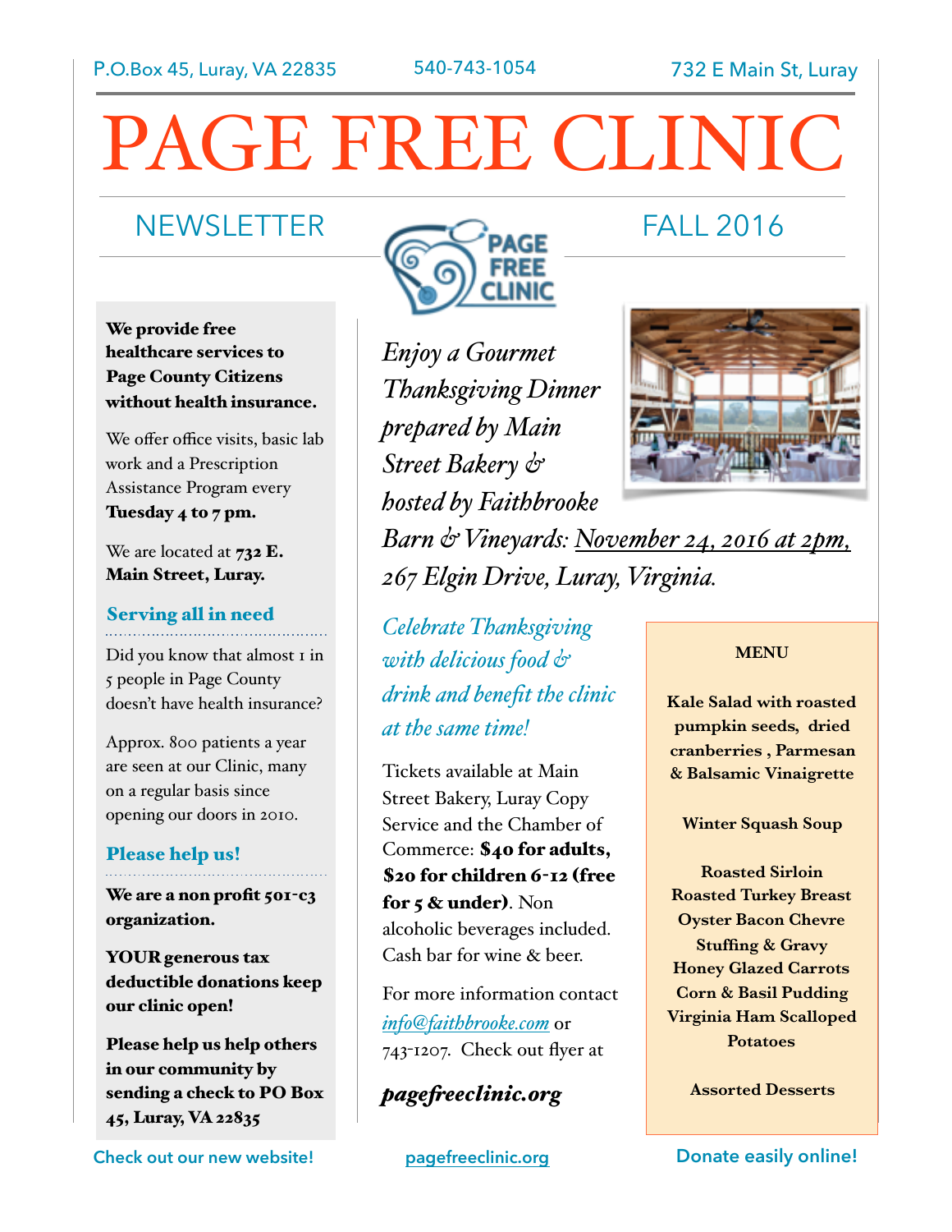P.O.Box 45, Luray, VA 22835 540-743-1054 732 E Main St, Luray

# PAGE FREE CLINIC

## NEWSLETTER FALL 2016

**We provide free healthcare services to Page County Citizens without health insurance.**

We offer office visits, basic lab work and a Prescription Assistance Program every **Tuesday 4 to 7 pm.**

We are located at **732 E. Main Street, Luray.**

### Serving all in need

Did you know that almost 1 in 5 people in Page County doesn't have health insurance?

Approx. 800 patients a year are seen at our Clinic, many on a regular basis since opening our doors in 2010.

### Please help us!

**We are a non profit 501-c3 organization.**

**YOUR generous tax deductible donations keep our clinic open!**

**Please help us help others in our community by sending a check to PO Box 45, Luray, VA 22835**

*Enjoy a Gourmet Thanksgiving Dinner prepared by Main Street Bakery & hosted by Faithbrooke Barn & Vineyards: November 24, 2016 at 2pm, 267 Elgin Drive, Luray, Virginia.*

*Celebrate Thanksgiving with delicious food & drink and benefit the clinic at the same time!*

Tickets available at Main Street Bakery, Luray Copy Service and the Chamber of Commerce: **$40 for adults, $20 for children 6-12 (free for 5 & under)**. Non alcoholic beverages included. Cash bar for wine & beer.

For more information contact *info@faithbrooke.com* or 743-1207. Check out flyer at

***pagefreeclinic.org***

**MENU**

**Kale Salad with roasted pumpkin seeds, dried cranberries , Parmesan & Balsamic Vinaigrette**

**Winter Squash Soup**

**Roasted Sirloin**
**Roasted Turkey Breast**
**Oyster Bacon Chevre**
**Stuffing & Gravy**
**Honey Glazed Carrots**
**Corn & Basil Pudding**
**Virginia Ham Scalloped Potatoes**

**Assorted Desserts**

Check out our new website! pagefreeclinic.org Donate easily online!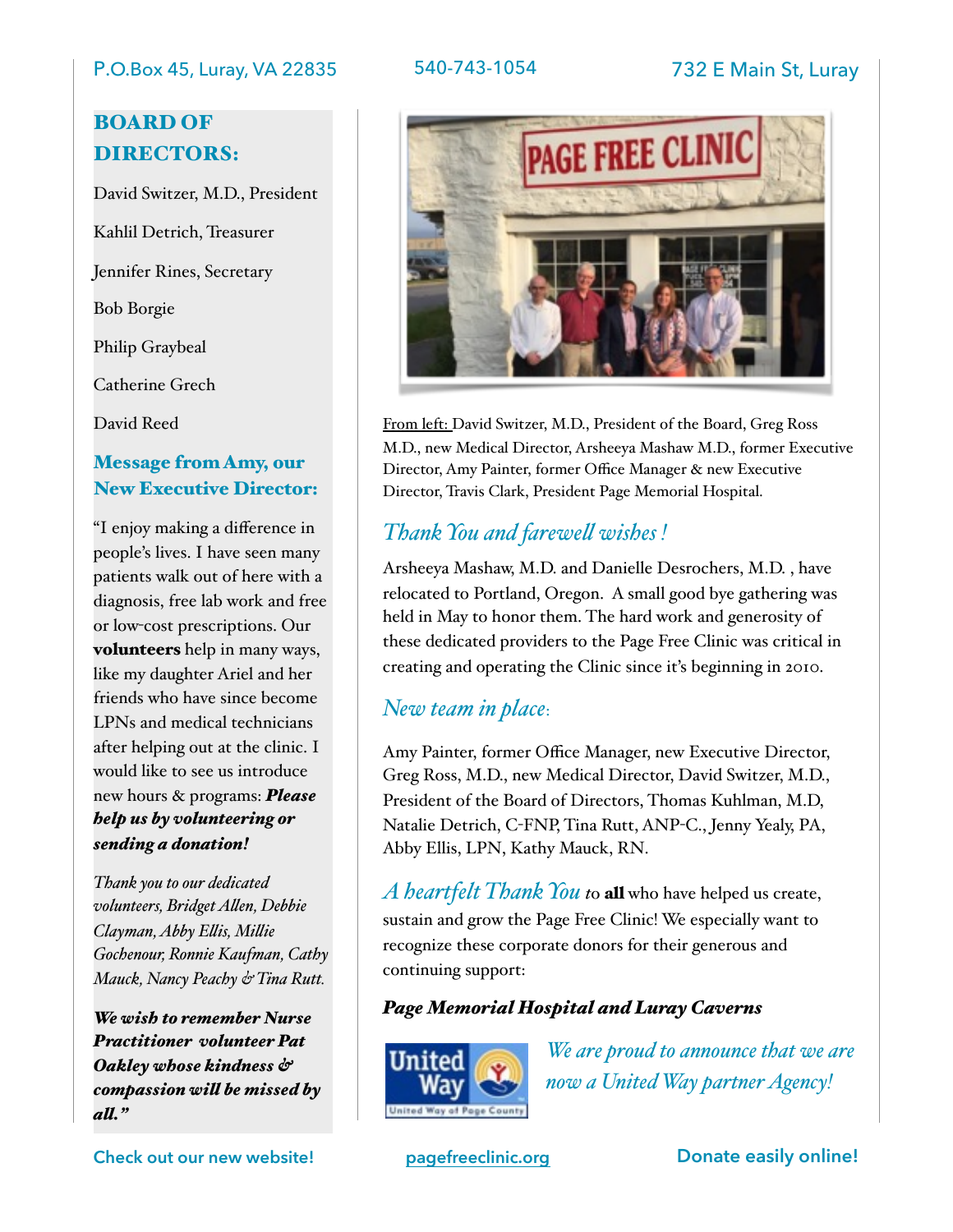P.O.Box 45, Luray, VA 22835 540-743-1054 732 E Main St, Luray

## BOARD OF DIRECTORS:

David Switzer, M.D., President

Kahlil Detrich, Treasurer

Jennifer Rines, Secretary

Bob Borgie

Philip Graybeal

Catherine Grech

David Reed

## Message from Amy, our New Executive Director:

"I enjoy making a difference in people's lives. I have seen many patients walk out of here with a diagnosis, free lab work and free or low-cost prescriptions. Our **volunteers** help in many ways, like my daughter Ariel and her friends who have since become LPNs and medical technicians after helping out at the clinic. I would like to see us introduce new hours & programs: ***Please help us by volunteering or sending a donation!***

*Thank you to our dedicated volunteers, Bridget Allen, Debbie Clayman, Abby Ellis, Millie Gochenour, Ronnie Kaufman, Cathy Mauck, Nancy Peachy & Tina Rutt.*

***We wish to remember Nurse Practitioner volunteer Pat Oakley whose kindness & compassion will be missed by all."***

PAGE FREE CLINIC

From left: David Switzer, M.D., President of the Board, Greg Ross M.D., new Medical Director, Arsheeya Mashaw M.D., former Executive Director, Amy Painter, former Office Manager & new Executive Director, Travis Clark, President Page Memorial Hospital.

## *Thank You and farewell wishes !*

Arsheeya Mashaw, M.D. and Danielle Desrochers, M.D. , have relocated to Portland, Oregon. A small good bye gathering was held in May to honor them. The hard work and generosity of these dedicated providers to the Page Free Clinic was critical in creating and operating the Clinic since it's beginning in 2010.

## *New team in place:*

Amy Painter, former Office Manager, new Executive Director, Greg Ross, M.D., new Medical Director, David Switzer, M.D., President of the Board of Directors, Thomas Kuhlman, M.D, Natalie Detrich, C-FNP, Tina Rutt, ANP-C., Jenny Yealy, PA, Abby Ellis, LPN, Kathy Mauck, RN.

*A heartfelt Thank You* to **all** who have helped us create, sustain and grow the Page Free Clinic! We especially want to recognize these corporate donors for their generous and continuing support:

***Page Memorial Hospital and Luray Caverns***

United Way
United Way of Page County

*We are proud to announce that we are now a United Way partner Agency!*

Check out our new website! pagefreeclinic.org Donate easily online!